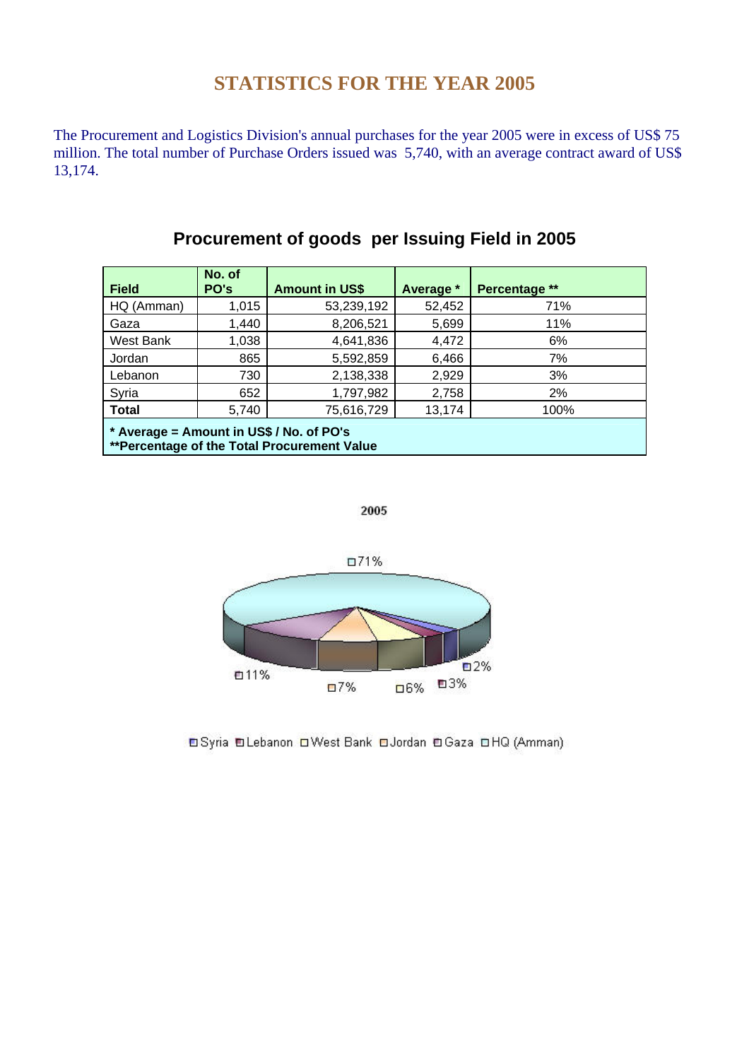# STATISTICS FOR THE YEAR 2005

The Procurement and Logistics Division's annual purchases for the year 2005 were in excess of US$ 75 million. The total number of Purchase Orders issued was 5,740, with an average contract award of US$ 13,174.

## Procurement of goods per Issuing Field in 2005

| Field | No. of PO's | Amount in US$ | Average * | Percentage ** |
|---|---|---|---|---|
| HQ (Amman) | 1,015 | 53,239,192 | 52,452 | 71% |
| Gaza | 1,440 | 8,206,521 | 5,699 | 11% |
| West Bank | 1,038 | 4,641,836 | 4,472 | 6% |
| Jordan | 865 | 5,592,859 | 6,466 | 7% |
| Lebanon | 730 | 2,138,338 | 2,929 | 3% |
| Syria | 652 | 1,797,982 | 2,758 | 2% |
| **Total** | 5,740 | 75,616,729 | 13,174 | 100% |

**\* Average = Amount in US$ / No. of PO's**
**\*\*Percentage of the Total Procurement Value**

2005

71%

11% 7% 6% 3% 2%

Syria Lebanon West Bank Jordan Gaza HQ (Amman)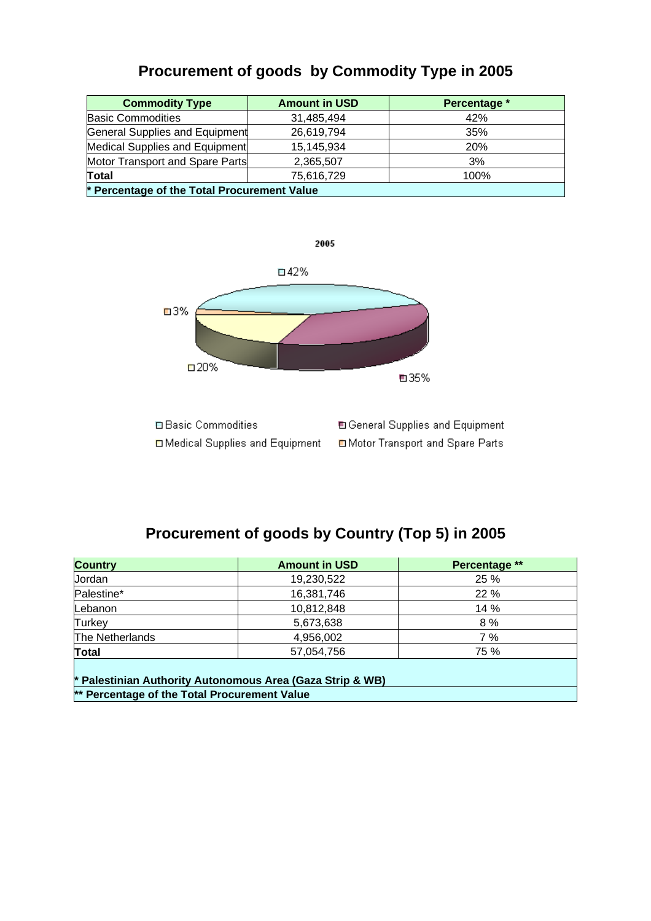## Procurement of goods by Commodity Type in 2005

| Commodity Type | Amount in USD | Percentage * |
|---|---|---|
| Basic Commodities | 31,485,494 | 42% |
| General Supplies and Equipment | 26,619,794 | 35% |
| Medical Supplies and Equipment | 15,145,934 | 20% |
| Motor Transport and Spare Parts | 2,365,507 | 3% |
| **Total** | 75,616,729 | 100% |

**\* Percentage of the Total Procurement Value**

2005

42%

3%

20%

35%

Basic Commodities
General Supplies and Equipment
Medical Supplies and Equipment
Motor Transport and Spare Parts

## Procurement of goods by Country (Top 5) in 2005

| Country | Amount in USD | Percentage ** |
|---|---|---|
| Jordan | 19,230,522 | 25 % |
| Palestine* | 16,381,746 | 22 % |
| Lebanon | 10,812,848 | 14 % |
| Turkey | 5,673,638 | 8 % |
| The Netherlands | 4,956,002 | 7 % |
| **Total** | 57,054,756 | 75 % |

**\* Palestinian Authority Autonomous Area (Gaza Strip & WB)**

**\*\* Percentage of the Total Procurement Value**